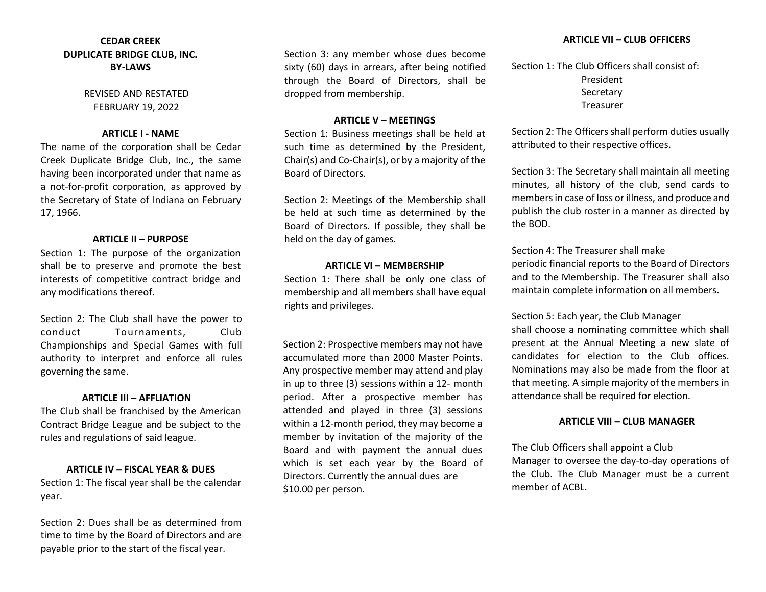# CEDAR CREEK DUPLICATE BRIDGE CLUB, INC. BY-LAWS

REVISED AND RESTATED
FEBRUARY 19, 2022

## ARTICLE I - NAME

The name of the corporation shall be Cedar Creek Duplicate Bridge Club, Inc., the same having been incorporated under that name as a not-for-profit corporation, as approved by the Secretary of State of Indiana on February 17, 1966.

## ARTICLE II – PURPOSE

Section 1: The purpose of the organization shall be to preserve and promote the best interests of competitive contract bridge and any modifications thereof.

Section 2: The Club shall have the power to conduct Tournaments, Club Championships and Special Games with full authority to interpret and enforce all rules governing the same.

## ARTICLE III – AFFLIATION

The Club shall be franchised by the American Contract Bridge League and be subject to the rules and regulations of said league.

## ARTICLE IV – FISCAL YEAR & DUES

Section 1: The fiscal year shall be the calendar year.

Section 2: Dues shall be as determined from time to time by the Board of Directors and are payable prior to the start of the fiscal year.

Section 3: any member whose dues become sixty (60) days in arrears, after being notified through the Board of Directors, shall be dropped from membership.

## ARTICLE V – MEETINGS

Section 1: Business meetings shall be held at such time as determined by the President, Chair(s) and Co-Chair(s), or by a majority of the Board of Directors.

Section 2: Meetings of the Membership shall be held at such time as determined by the Board of Directors. If possible, they shall be held on the day of games.

## ARTICLE VI – MEMBERSHIP

Section 1: There shall be only one class of membership and all members shall have equal rights and privileges.

Section 2: Prospective members may not have accumulated more than 2000 Master Points. Any prospective member may attend and play in up to three (3) sessions within a 12- month period. After a prospective member has attended and played in three (3) sessions within a 12-month period, they may become a member by invitation of the majority of the Board and with payment the annual dues which is set each year by the Board of Directors. Currently the annual dues are $10.00 per person.

## ARTICLE VII – CLUB OFFICERS

Section 1: The Club Officers shall consist of:

- President
- Secretary
- Treasurer

Section 2: The Officers shall perform duties usually attributed to their respective offices.

Section 3: The Secretary shall maintain all meeting minutes, all history of the club, send cards to members in case of loss or illness, and produce and publish the club roster in a manner as directed by the BOD.

Section 4: The Treasurer shall make periodic financial reports to the Board of Directors and to the Membership. The Treasurer shall also maintain complete information on all members.

Section 5: Each year, the Club Manager shall choose a nominating committee which shall present at the Annual Meeting a new slate of candidates for election to the Club offices. Nominations may also be made from the floor at that meeting. A simple majority of the members in attendance shall be required for election.

## ARTICLE VIII – CLUB MANAGER

The Club Officers shall appoint a Club Manager to oversee the day-to-day operations of the Club. The Club Manager must be a current member of ACBL.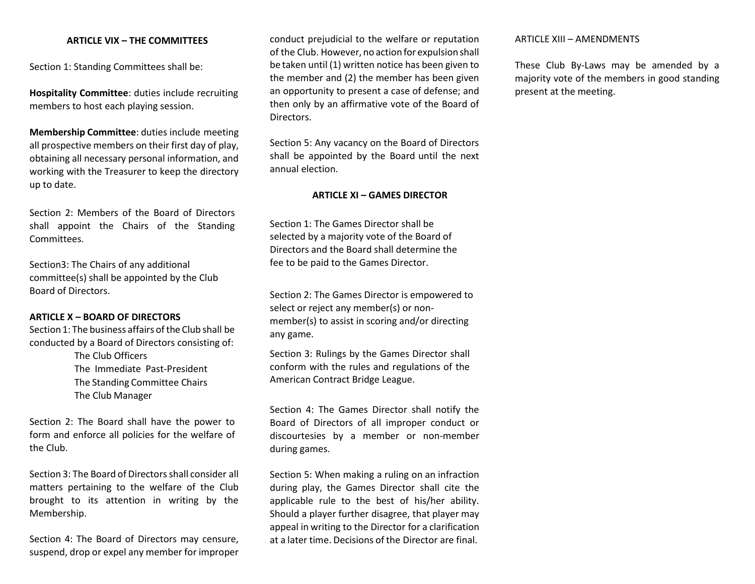**ARTICLE VIX – THE COMMITTEES**

Section 1: Standing Committees shall be:

**Hospitality Committee**: duties include recruiting members to host each playing session.

**Membership Committee**: duties include meeting all prospective members on their first day of play, obtaining all necessary personal information, and working with the Treasurer to keep the directory up to date.

Section 2: Members of the Board of Directors shall appoint the Chairs of the Standing Committees.

Section3: The Chairs of any additional committee(s) shall be appointed by the Club Board of Directors.

**ARTICLE X – BOARD OF DIRECTORS**

Section 1: The business affairs of the Club shall be conducted by a Board of Directors consisting of:

The Club Officers
The Immediate Past-President
The Standing Committee Chairs
The Club Manager

Section 2: The Board shall have the power to form and enforce all policies for the welfare of the Club.

Section 3: The Board of Directors shall consider all matters pertaining to the welfare of the Club brought to its attention in writing by the Membership.

Section 4: The Board of Directors may censure, suspend, drop or expel any member for improper conduct prejudicial to the welfare or reputation of the Club. However, no action for expulsion shall be taken until (1) written notice has been given to the member and (2) the member has been given an opportunity to present a case of defense; and then only by an affirmative vote of the Board of Directors.

Section 5: Any vacancy on the Board of Directors shall be appointed by the Board until the next annual election.

**ARTICLE XI – GAMES DIRECTOR**

Section 1: The Games Director shall be selected by a majority vote of the Board of Directors and the Board shall determine the fee to be paid to the Games Director.

Section 2: The Games Director is empowered to select or reject any member(s) or non-member(s) to assist in scoring and/or directing any game.

Section 3: Rulings by the Games Director shall conform with the rules and regulations of the American Contract Bridge League.

Section 4: The Games Director shall notify the Board of Directors of all improper conduct or discourtesies by a member or non-member during games.

Section 5: When making a ruling on an infraction during play, the Games Director shall cite the applicable rule to the best of his/her ability. Should a player further disagree, that player may appeal in writing to the Director for a clarification at a later time. Decisions of the Director are final.

ARTICLE XIII – AMENDMENTS

These Club By-Laws may be amended by a majority vote of the members in good standing present at the meeting.